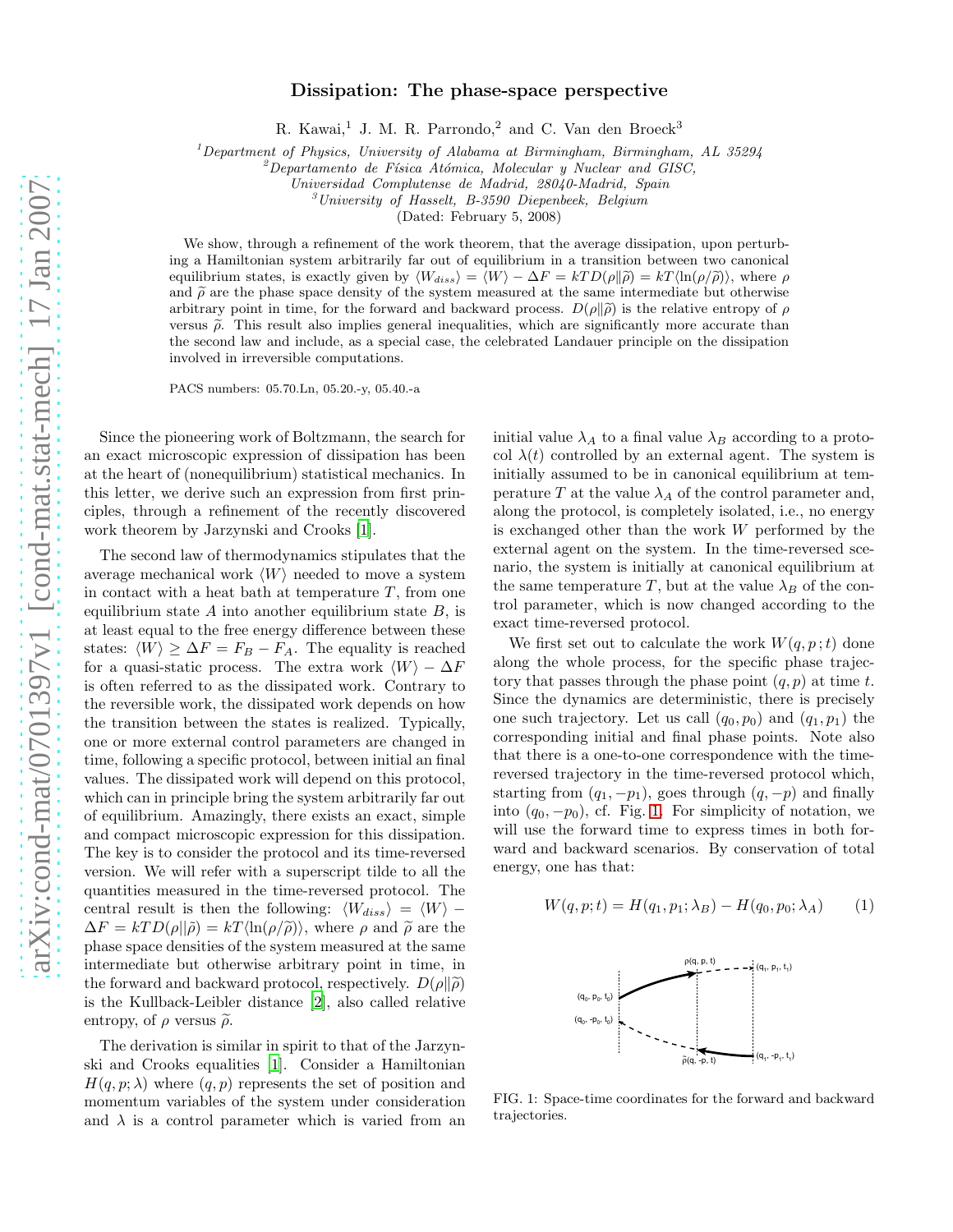# Dissipation: The phase-space perspective

R. Kawai,[1] J. M. R. Parrondo,[2] and C. Van den Broeck[3]

[1] Department of Physics, University of Alabama at Birmingham, Birmingham, AL 35294
[2] Departamento de Física Atómica, Molecular y Nuclear and GISC, Universidad Complutense de Madrid, 28040-Madrid, Spain
[3] University of Hasselt, B-3590 Diepenbeek, Belgium

(Dated: February 5, 2008)

We show, through a refinement of the work theorem, that the average dissipation, upon perturbing a Hamiltonian system arbitrarily far out of equilibrium in a transition between two canonical equilibrium states, is exactly given by $\langle W_{diss}\rangle = \langle W\rangle - \Delta F = kTD(\rho\|\widetilde{\rho}) = kT\langle \ln(\rho/\widetilde{\rho})\rangle$, where $\rho$ and $\widetilde{\rho}$ are the phase space density of the system measured at the same intermediate but otherwise arbitrary point in time, for the forward and backward process. $D(\rho\|\widetilde{\rho})$ is the relative entropy of $\rho$ versus $\widetilde{\rho}$. This result also implies general inequalities, which are significantly more accurate than the second law and include, as a special case, the celebrated Landauer principle on the dissipation involved in irreversible computations.

PACS numbers: 05.70.Ln, 05.20.-y, 05.40.-a

Since the pioneering work of Boltzmann, the search for an exact microscopic expression of dissipation has been at the heart of (nonequilibrium) statistical mechanics. In this letter, we derive such an expression from first principles, through a refinement of the recently discovered work theorem by Jarzynski and Crooks [1].

The second law of thermodynamics stipulates that the average mechanical work $\langle W\rangle$ needed to move a system in contact with a heat bath at temperature $T$, from one equilibrium state $A$ into another equilibrium state $B$, is at least equal to the free energy difference between these states: $\langle W\rangle \geq \Delta F = F_B - F_A$. The equality is reached for a quasi-static process. The extra work $\langle W\rangle - \Delta F$ is often referred to as the dissipated work. Contrary to the reversible work, the dissipated work depends on how the transition between the states is realized. Typically, one or more external control parameters are changed in time, following a specific protocol, between initial an final values. The dissipated work will depend on this protocol, which can in principle bring the system arbitrarily far out of equilibrium. Amazingly, there exists an exact, simple and compact microscopic expression for this dissipation. The key is to consider the protocol and its time-reversed version. We will refer with a superscript tilde to all the quantities measured in the time-reversed protocol. The central result is then the following: $\langle W_{diss}\rangle = \langle W\rangle - \Delta F = kTD(\rho\|\widetilde{\rho}) = kT\langle \ln(\rho/\widetilde{\rho})\rangle$, where $\rho$ and $\widetilde{\rho}$ are the phase space densities of the system measured at the same intermediate but otherwise arbitrary point in time, in the forward and backward protocol, respectively. $D(\rho\|\widetilde{\rho})$ is the Kullback-Leibler distance [2], also called relative entropy, of $\rho$ versus $\widetilde{\rho}$.

The derivation is similar in spirit to that of the Jarzynski and Crooks equalities [1]. Consider a Hamiltonian $H(q,p;\lambda)$ where $(q,p)$ represents the set of position and momentum variables of the system under consideration and $\lambda$ is a control parameter which is varied from an initial value $\lambda_A$ to a final value $\lambda_B$ according to a protocol $\lambda(t)$ controlled by an external agent. The system is initially assumed to be in canonical equilibrium at temperature $T$ at the value $\lambda_A$ of the control parameter and, along the protocol, is completely isolated, i.e., no energy is exchanged other than the work $W$ performed by the external agent on the system. In the time-reversed scenario, the system is initially at canonical equilibrium at the same temperature $T$, but at the value $\lambda_B$ of the control parameter, which is now changed according to the exact time-reversed protocol.

We first set out to calculate the work $W(q,p;t)$ done along the whole process, for the specific phase trajectory that passes through the phase point $(q,p)$ at time $t$. Since the dynamics are deterministic, there is precisely one such trajectory. Let us call $(q_0,p_0)$ and $(q_1,p_1)$ the corresponding initial and final phase points. Note also that there is a one-to-one correspondence with the time-reversed trajectory in the time-reversed protocol which, starting from $(q_1,-p_1)$, goes through $(q,-p)$ and finally into $(q_0,-p_0)$, cf. Fig. 1. For simplicity of notation, we will use the forward time to express times in both forward and backward scenarios. By conservation of total energy, one has that:

$$W(q,p;t) = H(q_1,p_1;\lambda_B) - H(q_0,p_0;\lambda_A) \qquad (1)$$

FIG. 1: Space-time coordinates for the forward and backward trajectories.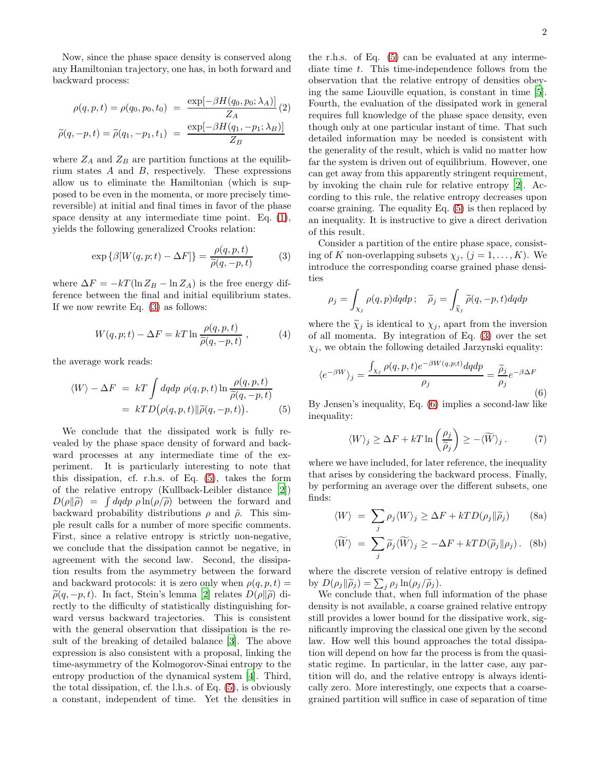Now, since the phase space density is conserved along any Hamiltonian trajectory, one has, in both forward and backward process:

$$
\begin{aligned}
\rho(q,p,t) = \rho(q_0,p_0,t_0) &= \frac{\exp[-\beta H(q_0,p_0;\lambda_A)]}{Z_A} \qquad (2)\\
\widetilde{\rho}(q,-p,t) = \widetilde{\rho}(q_1,-p_1,t_1) &= \frac{\exp[-\beta H(q_1,-p_1;\lambda_B)]}{Z_B}
\end{aligned}
$$

where $Z_A$ and $Z_B$ are partition functions at the equilibrium states $A$ and $B$, respectively. These expressions allow us to eliminate the Hamiltonian (which is supposed to be even in the momenta, or more precisely time-reversible) at initial and final times in favor of the phase space density at any intermediate time point. Eq. (1), yields the following generalized Crooks relation:

$$
\exp\{\beta[W(q,p;t) - \Delta F]\} = \frac{\rho(q,p,t)}{\widetilde{\rho}(q,-p,t)} \qquad (3)
$$

where $\Delta F = -kT(\ln Z_B - \ln Z_A)$ is the free energy difference between the final and initial equilibrium states. If we now rewrite Eq. (3) as follows:

$$
W(q,p;t) - \Delta F = kT \ln \frac{\rho(q,p,t)}{\widetilde{\rho}(q,-p,t)} \,, \qquad (4)
$$

the average work reads:

$$
\begin{aligned}
\langle W \rangle - \Delta F &= kT \int dqdp\ \rho(q,p,t) \ln \frac{\rho(q,p,t)}{\widetilde{\rho}(q,-p,t)} \\
&= kTD\big(\rho(q,p,t) \| \widetilde{\rho}(q,-p,t)\big). \qquad (5)
\end{aligned}
$$

We conclude that the dissipated work is fully revealed by the phase space density of forward and backward processes at any intermediate time of the experiment. It is particularly interesting to note that this dissipation, cf. r.h.s. of Eq. (5), takes the form of the relative entropy (Kullback-Leibler distance [2]) $D(\rho\|\widetilde{\rho}) = \int dqdp\ \rho \ln(\rho/\widetilde{\rho})$ between the forward and backward probability distributions $\rho$ and $\tilde{\rho}$. This simple result calls for a number of more specific comments. First, since a relative entropy is strictly non-negative, we conclude that the dissipation cannot be negative, in agreement with the second law. Second, the dissipation results from the asymmetry between the forward and backward protocols: it is zero only when $\rho(q,p,t) = \widetilde{\rho}(q,-p,t)$. In fact, Stein's lemma [2] relates $D(\rho\|\widetilde{\rho})$ directly to the difficulty of statistically distinguishing forward versus backward trajectories. This is consistent with the general observation that dissipation is the result of the breaking of detailed balance [3]. The above expression is also consistent with a proposal, linking the time-asymmetry of the Kolmogorov-Sinai entropy to the entropy production of the dynamical system [4]. Third, the total dissipation, cf. the l.h.s. of Eq. (5), is obviously a constant, independent of time. Yet the densities in the r.h.s. of Eq. (5) can be evaluated at any intermediate time $t$. This time-independence follows from the observation that the relative entropy of densities obeying the same Liouville equation, is constant in time [5]. Fourth, the evaluation of the dissipated work in general requires full knowledge of the phase space density, even though only at one particular instant of time. That such detailed information may be needed is consistent with the generality of the result, which is valid no matter how far the system is driven out of equilibrium. However, one can get away from this apparently stringent requirement, by invoking the chain rule for relative entropy [2]. According to this rule, the relative entropy decreases upon coarse graining. The equality Eq. (5) is then replaced by an inequality. It is instructive to give a direct derivation of this result.

Consider a partition of the entire phase space, consisting of $K$ non-overlapping subsets $\chi_j$, $(j = 1, \ldots, K)$. We introduce the corresponding coarse grained phase densities

$$
\rho_j = \int_{\chi_j} \rho(q,p) dqdp\,; \quad \widetilde{\rho}_j = \int_{\widetilde{\chi}_j} \widetilde{\rho}(q,-p,t) dqdp
$$

where the $\widetilde{\chi}_j$ is identical to $\chi_j$, apart from the inversion of all momenta. By integration of Eq. (3) over the set $\chi_j$, we obtain the following detailed Jarzynski equality:

$$
\langle e^{-\beta W} \rangle_j = \frac{\int_{\chi_j} \rho(q,p,t) e^{-\beta W(q,p;t)} dqdp}{\rho_j} = \frac{\widetilde{\rho}_j}{\rho_j} e^{-\beta \Delta F} \qquad (6)
$$

By Jensen's inequality, Eq. (6) implies a second-law like inequality:

$$
\langle W \rangle_j \geq \Delta F + kT \ln\left(\frac{\rho_j}{\widetilde{\rho}_j}\right) \geq -\langle \widetilde{W} \rangle_j \,. \qquad (7)
$$

where we have included, for later reference, the inequality that arises by considering the backward process. Finally, by performing an average over the different subsets, one finds:

$$
\begin{aligned}
\langle W \rangle &= \sum_j \rho_j \langle W \rangle_j \geq \Delta F + kTD(\rho_j \| \widetilde{\rho}_j) \qquad (8a)\\
\langle \widetilde{W} \rangle &= \sum_j \widetilde{\rho}_j \langle \widetilde{W} \rangle_j \geq -\Delta F + kTD(\widetilde{\rho}_j \| \rho_j)\,. \qquad (8b)
\end{aligned}
$$

where the discrete version of relative entropy is defined by $D(\rho_j\|\widetilde{\rho}_j) = \sum_j \rho_j \ln(\rho_j/\widetilde{\rho}_j)$.

We conclude that, when full information of the phase density is not available, a coarse grained relative entropy still provides a lower bound for the dissipative work, significantly improving the classical one given by the second law. How well this bound approaches the total dissipation will depend on how far the process is from the quasistatic regime. In particular, in the latter case, any partition will do, and the relative entropy is always identically zero. More interestingly, one expects that a coarse-grained partition will suffice in case of separation of time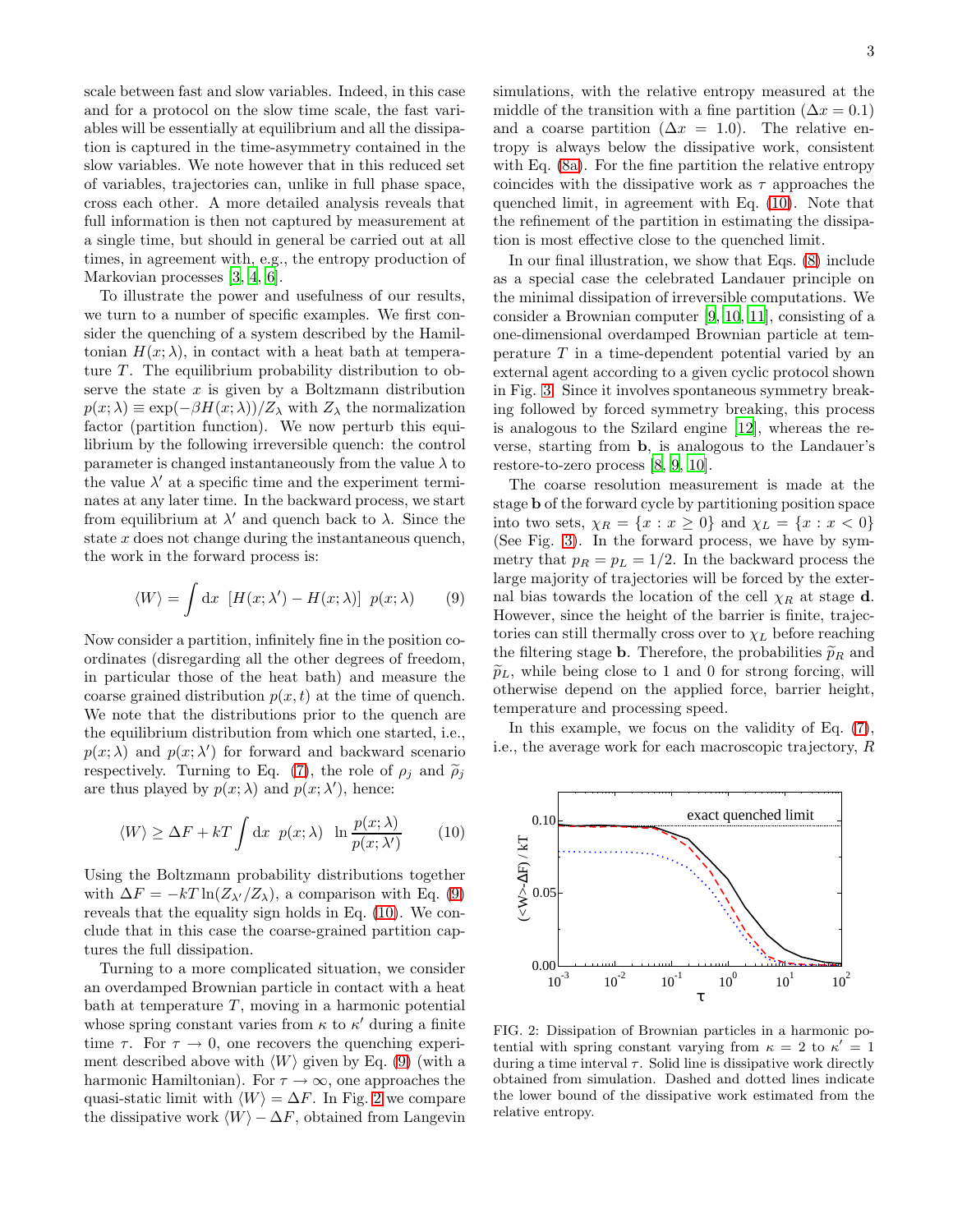scale between fast and slow variables. Indeed, in this case and for a protocol on the slow time scale, the fast variables will be essentially at equilibrium and all the dissipation is captured in the time-asymmetry contained in the slow variables. We note however that in this reduced set of variables, trajectories can, unlike in full phase space, cross each other. A more detailed analysis reveals that full information is then not captured by measurement at a single time, but should in general be carried out at all times, in agreement with, e.g., the entropy production of Markovian processes [3, 4, 6].

To illustrate the power and usefulness of our results, we turn to a number of specific examples. We first consider the quenching of a system described by the Hamiltonian $H(x;\lambda)$, in contact with a heat bath at temperature $T$. The equilibrium probability distribution to observe the state $x$ is given by a Boltzmann distribution $p(x;\lambda) \equiv \exp(-\beta H(x;\lambda))/Z_\lambda$ with $Z_\lambda$ the normalization factor (partition function). We now perturb this equilibrium by the following irreversible quench: the control parameter is changed instantaneously from the value $\lambda$ to the value $\lambda'$ at a specific time and the experiment terminates at any later time. In the backward process, we start from equilibrium at $\lambda'$ and quench back to $\lambda$. Since the state $x$ does not change during the instantaneous quench, the work in the forward process is:

$$\langle W \rangle = \int \mathrm{d}x \;\; [H(x;\lambda') - H(x;\lambda)] \;\; p(x;\lambda) \qquad (9)$$

Now consider a partition, infinitely fine in the position coordinates (disregarding all the other degrees of freedom, in particular those of the heat bath) and measure the coarse grained distribution $p(x,t)$ at the time of quench. We note that the distributions prior to the quench are the equilibrium distribution from which one started, i.e., $p(x;\lambda)$ and $p(x;\lambda')$ for forward and backward scenario respectively. Turning to Eq. (7), the role of $\rho_j$ and $\widetilde{\rho}_j$ are thus played by $p(x;\lambda)$ and $p(x;\lambda')$, hence:

$$\langle W \rangle \geq \Delta F + kT \int \mathrm{d}x \;\; p(x;\lambda) \;\; \ln \frac{p(x;\lambda)}{p(x;\lambda')} \qquad (10)$$

Using the Boltzmann probability distributions together with $\Delta F = -kT\ln(Z_{\lambda'}/Z_\lambda)$, a comparison with Eq. (9) reveals that the equality sign holds in Eq. (10). We conclude that in this case the coarse-grained partition captures the full dissipation.

Turning to a more complicated situation, we consider an overdamped Brownian particle in contact with a heat bath at temperature $T$, moving in a harmonic potential whose spring constant varies from $\kappa$ to $\kappa'$ during a finite time $\tau$. For $\tau \to 0$, one recovers the quenching experiment described above with $\langle W \rangle$ given by Eq. (9) (with a harmonic Hamiltonian). For $\tau \to \infty$, one approaches the quasi-static limit with $\langle W \rangle = \Delta F$. In Fig. 2 we compare the dissipative work $\langle W \rangle - \Delta F$, obtained from Langevin simulations, with the relative entropy measured at the middle of the transition with a fine partition ($\Delta x = 0.1$) and a coarse partition ($\Delta x = 1.0$). The relative entropy is always below the dissipative work, consistent with Eq. (8a). For the fine partition the relative entropy coincides with the dissipative work as $\tau$ approaches the quenched limit, in agreement with Eq. (10). Note that the refinement of the partition in estimating the dissipation is most effective close to the quenched limit.

In our final illustration, we show that Eqs. (8) include as a special case the celebrated Landauer principle on the minimal dissipation of irreversible computations. We consider a Brownian computer [9, 10, 11], consisting of a one-dimensional overdamped Brownian particle at temperature $T$ in a time-dependent potential varied by an external agent according to a given cyclic protocol shown in Fig. 3. Since it involves spontaneous symmetry breaking followed by forced symmetry breaking, this process is analogous to the Szilard engine [12], whereas the reverse, starting from **b**, is analogous to the Landauer's restore-to-zero process [8, 9, 10].

The coarse resolution measurement is made at the stage **b** of the forward cycle by partitioning position space into two sets, $\chi_R = \{x : x \geq 0\}$ and $\chi_L = \{x : x < 0\}$ (See Fig. 3). In the forward process, we have by symmetry that $p_R = p_L = 1/2$. In the backward process the large majority of trajectories will be forced by the external bias towards the location of the cell $\chi_R$ at stage **d**. However, since the height of the barrier is finite, trajectories can still thermally cross over to $\chi_L$ before reaching the filtering stage **b**. Therefore, the probabilities $\widetilde{p}_R$ and $\widetilde{p}_L$, while being close to 1 and 0 for strong forcing, will otherwise depend on the applied force, barrier height, temperature and processing speed.

In this example, we focus on the validity of Eq. (7), i.e., the average work for each macroscopic trajectory, $R$

FIG. 2: Dissipation of Brownian particles in a harmonic potential with spring constant varying from $\kappa = 2$ to $\kappa' = 1$ during a time interval $\tau$. Solid line is dissipative work directly obtained from simulation. Dashed and dotted lines indicate the lower bound of the dissipative work estimated from the relative entropy.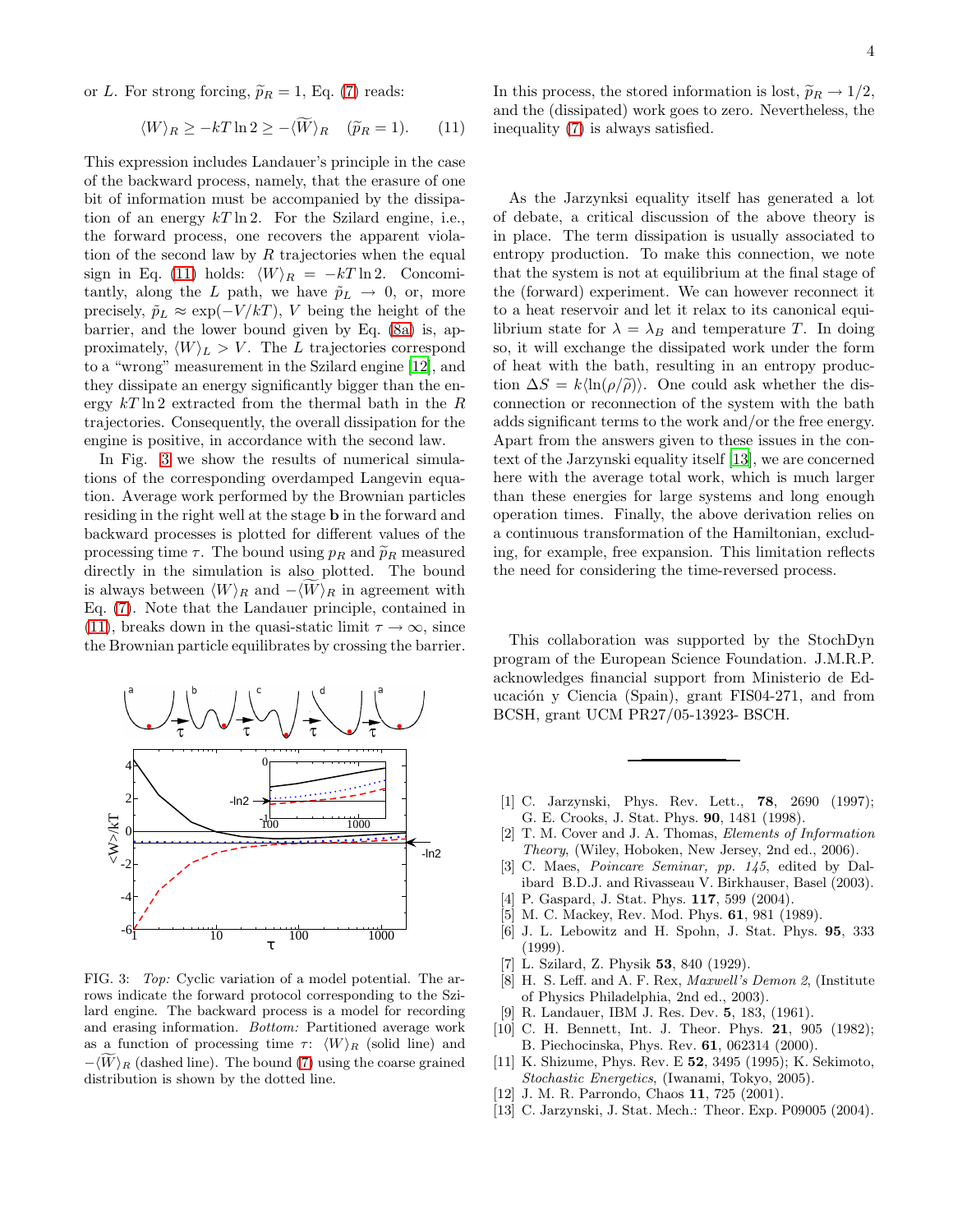or $L$. For strong forcing, $\widetilde{p}_R = 1$, Eq. (7) reads:

$$\langle W \rangle_R \geq -kT \ln 2 \geq -\langle \widetilde{W} \rangle_R \quad (\widetilde{p}_R = 1). \tag{11}$$

This expression includes Landauer's principle in the case of the backward process, namely, that the erasure of one bit of information must be accompanied by the dissipation of an energy $kT \ln 2$. For the Szilard engine, i.e., the forward process, one recovers the apparent violation of the second law by $R$ trajectories when the equal sign in Eq. (11) holds: $\langle W \rangle_R = -kT \ln 2$. Concomitantly, along the $L$ path, we have $\tilde{p}_L \to 0$, or, more precisely, $\tilde{p}_L \approx \exp(-V/kT)$, $V$ being the height of the barrier, and the lower bound given by Eq. (8a) is, approximately, $\langle W \rangle_L > V$. The $L$ trajectories correspond to a "wrong" measurement in the Szilard engine [12], and they dissipate an energy significantly bigger than the energy $kT \ln 2$ extracted from the thermal bath in the $R$ trajectories. Consequently, the overall dissipation for the engine is positive, in accordance with the second law.

In Fig. 3 we show the results of numerical simulations of the corresponding overdamped Langevin equation. Average work performed by the Brownian particles residing in the right well at the stage **b** in the forward and backward processes is plotted for different values of the processing time $\tau$. The bound using $p_R$ and $\widetilde{p}_R$ measured directly in the simulation is also plotted. The bound is always between $\langle W \rangle_R$ and $-\langle \widetilde{W} \rangle_R$ in agreement with Eq. (7). Note that the Landauer principle, contained in (11), breaks down in the quasi-static limit $\tau \to \infty$, since the Brownian particle equilibrates by crossing the barrier.

a
b
c
d
a
τ
τ
τ
τ
<W>/kT
τ
-ln2
-ln2
4
2
0
-2
-4
-6
1
10
100
1000
0
-1
100
1000

FIG. 3: *Top:* Cyclic variation of a model potential. The arrows indicate the forward protocol corresponding to the Szilard engine. The backward process is a model for recording and erasing information. *Bottom:* Partitioned average work as a function of processing time $\tau$: $\langle W \rangle_R$ (solid line) and $-\langle \widetilde{W} \rangle_R$ (dashed line). The bound (7) using the coarse grained distribution is shown by the dotted line.

In this process, the stored information is lost, $\widetilde{p}_R \to 1/2$, and the (dissipated) work goes to zero. Nevertheless, the inequality (7) is always satisfied.

As the Jarzynksi equality itself has generated a lot of debate, a critical discussion of the above theory is in place. The term dissipation is usually associated to entropy production. To make this connection, we note that the system is not at equilibrium at the final stage of the (forward) experiment. We can however reconnect it to a heat reservoir and let it relax to its canonical equilibrium state for $\lambda = \lambda_B$ and temperature $T$. In doing so, it will exchange the dissipated work under the form of heat with the bath, resulting in an entropy production $\Delta S = k\langle \ln(\rho/\widetilde{\rho}) \rangle$. One could ask whether the disconnection or reconnection of the system with the bath adds significant terms to the work and/or the free energy. Apart from the answers given to these issues in the context of the Jarzynski equality itself [13], we are concerned here with the average total work, which is much larger than these energies for large systems and long enough operation times. Finally, the above derivation relies on a continuous transformation of the Hamiltonian, excluding, for example, free expansion. This limitation reflects the need for considering the time-reversed process.

This collaboration was supported by the StochDyn program of the European Science Foundation. J.M.R.P. acknowledges financial support from Ministerio de Educación y Ciencia (Spain), grant FIS04-271, and from BCSH, grant UCM PR27/05-13923- BSCH.

---

[1] C. Jarzynski, Phys. Rev. Lett., **78**, 2690 (1997); G. E. Crooks, J. Stat. Phys. **90**, 1481 (1998).

[2] T. M. Cover and J. A. Thomas, *Elements of Information Theory*, (Wiley, Hoboken, New Jersey, 2nd ed., 2006).

[3] C. Maes, *Poincare Seminar, pp. 145*, edited by Dalibard B.D.J. and Rivasseau V. Birkhauser, Basel (2003).

[4] P. Gaspard, J. Stat. Phys. **117**, 599 (2004).

[5] M. C. Mackey, Rev. Mod. Phys. **61**, 981 (1989).

[6] J. L. Lebowitz and H. Spohn, J. Stat. Phys. **95**, 333 (1999).

[7] L. Szilard, Z. Physik **53**, 840 (1929).

[8] H. S. Leff. and A. F. Rex, *Maxwell's Demon 2*, (Institute of Physics Philadelphia, 2nd ed., 2003).

[9] R. Landauer, IBM J. Res. Dev. **5**, 183, (1961).

[10] C. H. Bennett, Int. J. Theor. Phys. **21**, 905 (1982); B. Piechocinska, Phys. Rev. **61**, 062314 (2000).

[11] K. Shizume, Phys. Rev. E **52**, 3495 (1995); K. Sekimoto, *Stochastic Energetics*, (Iwanami, Tokyo, 2005).

[12] J. M. R. Parrondo, Chaos **11**, 725 (2001).

[13] C. Jarzynski, J. Stat. Mech.: Theor. Exp. P09005 (2004).